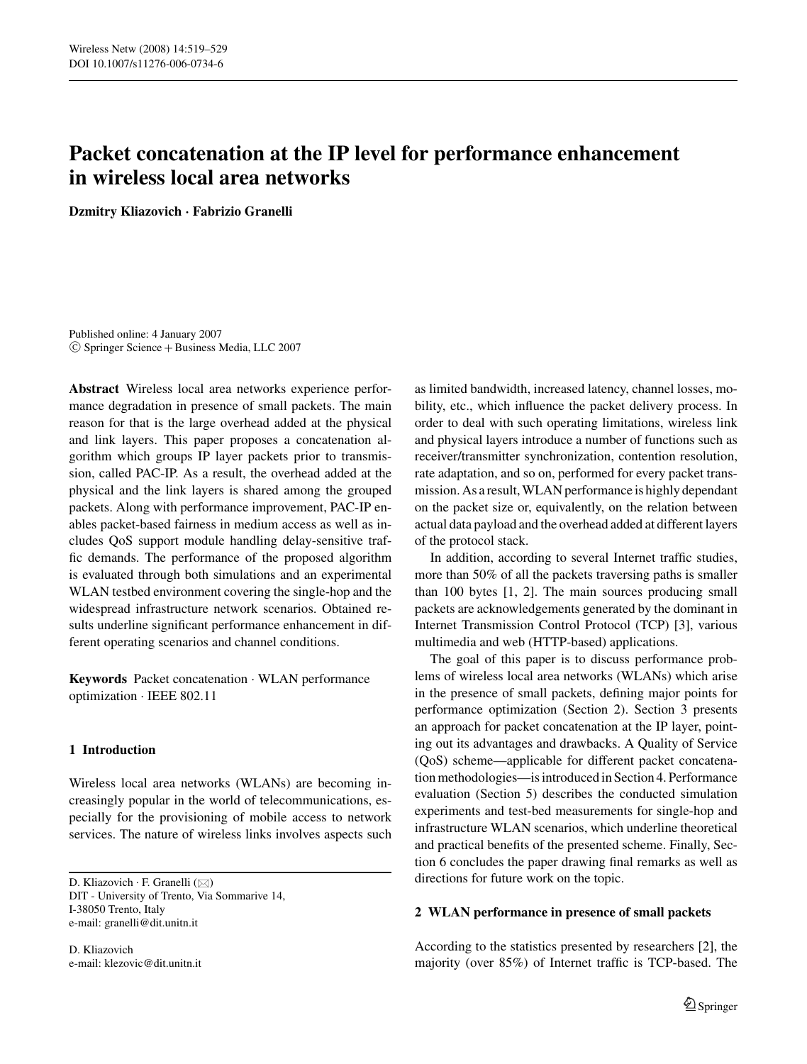# Packet concatenation at the IP level for performance enhancement in wireless local area networks

**Dzmitry Kliazovich · Fabrizio Granelli**

Published online: 4 January 2007
© Springer Science + Business Media, LLC 2007

**Abstract** Wireless local area networks experience performance degradation in presence of small packets. The main reason for that is the large overhead added at the physical and link layers. This paper proposes a concatenation algorithm which groups IP layer packets prior to transmission, called PAC-IP. As a result, the overhead added at the physical and the link layers is shared among the grouped packets. Along with performance improvement, PAC-IP enables packet-based fairness in medium access as well as includes QoS support module handling delay-sensitive traffic demands. The performance of the proposed algorithm is evaluated through both simulations and an experimental WLAN testbed environment covering the single-hop and the widespread infrastructure network scenarios. Obtained results underline significant performance enhancement in different operating scenarios and channel conditions.

**Keywords** Packet concatenation · WLAN performance optimization · IEEE 802.11

D. Kliazovich · F. Granelli (✉)
DIT - University of Trento, Via Sommarive 14, I-38050 Trento, Italy
e-mail: granelli@dit.unitn.it

D. Kliazovich
e-mail: klezovic@dit.unitn.it

## 1 Introduction

Wireless local area networks (WLANs) are becoming increasingly popular in the world of telecommunications, especially for the provisioning of mobile access to network services. The nature of wireless links involves aspects such as limited bandwidth, increased latency, channel losses, mobility, etc., which influence the packet delivery process. In order to deal with such operating limitations, wireless link and physical layers introduce a number of functions such as receiver/transmitter synchronization, contention resolution, rate adaptation, and so on, performed for every packet transmission. As a result, WLAN performance is highly dependant on the packet size or, equivalently, on the relation between actual data payload and the overhead added at different layers of the protocol stack.

In addition, according to several Internet traffic studies, more than 50% of all the packets traversing paths is smaller than 100 bytes [1, 2]. The main sources producing small packets are acknowledgements generated by the dominant in Internet Transmission Control Protocol (TCP) [3], various multimedia and web (HTTP-based) applications.

The goal of this paper is to discuss performance problems of wireless local area networks (WLANs) which arise in the presence of small packets, defining major points for performance optimization (Section 2). Section 3 presents an approach for packet concatenation at the IP layer, pointing out its advantages and drawbacks. A Quality of Service (QoS) scheme—applicable for different packet concatenation methodologies—is introduced in Section 4. Performance evaluation (Section 5) describes the conducted simulation experiments and test-bed measurements for single-hop and infrastructure WLAN scenarios, which underline theoretical and practical benefits of the presented scheme. Finally, Section 6 concludes the paper drawing final remarks as well as directions for future work on the topic.

## 2 WLAN performance in presence of small packets

According to the statistics presented by researchers [2], the majority (over 85%) of Internet traffic is TCP-based. The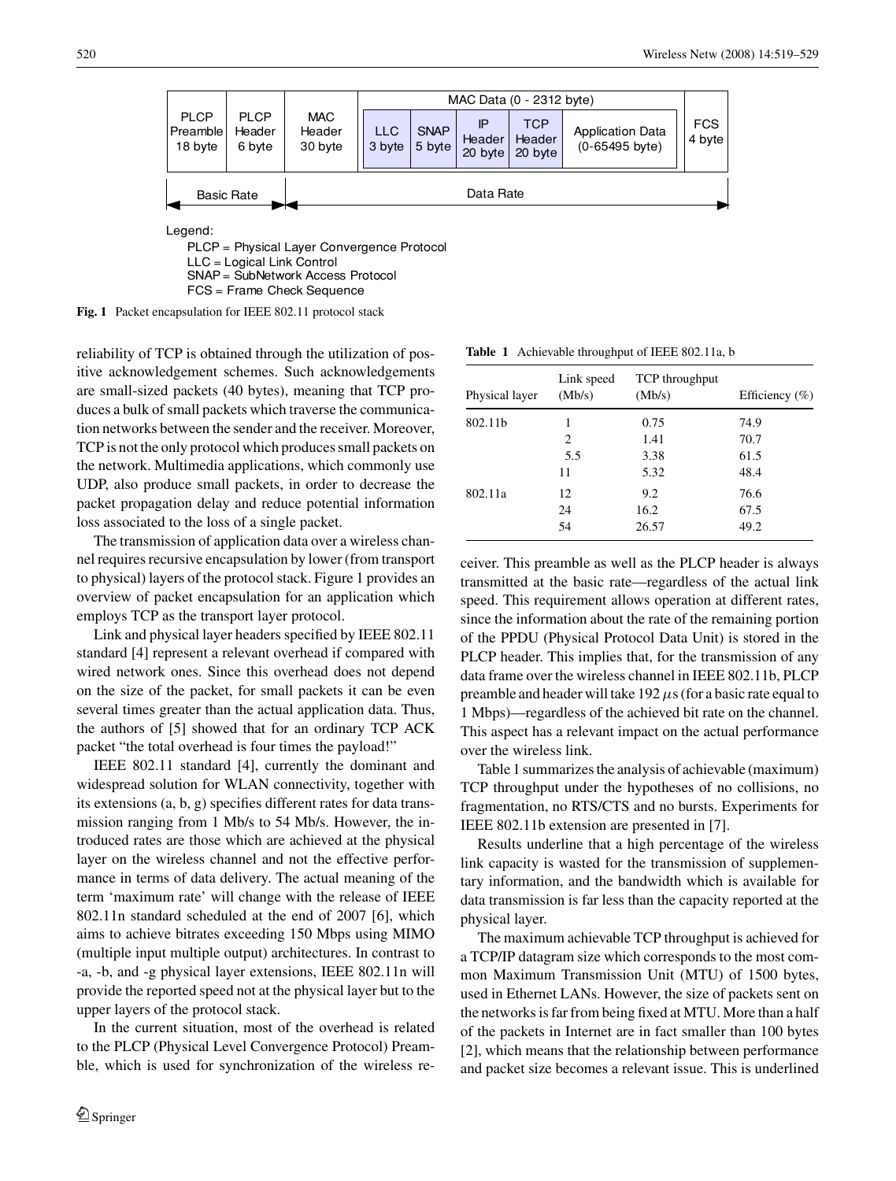Fig. 1 Packet encapsulation for IEEE 802.11 protocol stack

reliability of TCP is obtained through the utilization of positive acknowledgement schemes. Such acknowledgements are small-sized packets (40 bytes), meaning that TCP produces a bulk of small packets which traverse the communication networks between the sender and the receiver. Moreover, TCP is not the only protocol which produces small packets on the network. Multimedia applications, which commonly use UDP, also produce small packets, in order to decrease the packet propagation delay and reduce potential information loss associated to the loss of a single packet.

The transmission of application data over a wireless channel requires recursive encapsulation by lower (from transport to physical) layers of the protocol stack. Figure 1 provides an overview of packet encapsulation for an application which employs TCP as the transport layer protocol.

Link and physical layer headers specified by IEEE 802.11 standard [4] represent a relevant overhead if compared with wired network ones. Since this overhead does not depend on the size of the packet, for small packets it can be even several times greater than the actual application data. Thus, the authors of [5] showed that for an ordinary TCP ACK packet "the total overhead is four times the payload!"

IEEE 802.11 standard [4], currently the dominant and widespread solution for WLAN connectivity, together with its extensions (a, b, g) specifies different rates for data transmission ranging from 1 Mb/s to 54 Mb/s. However, the introduced rates are those which are achieved at the physical layer on the wireless channel and not the effective performance in terms of data delivery. The actual meaning of the term 'maximum rate' will change with the release of IEEE 802.11n standard scheduled at the end of 2007 [6], which aims to achieve bitrates exceeding 150 Mbps using MIMO (multiple input multiple output) architectures. In contrast to -a, -b, and -g physical layer extensions, IEEE 802.11n will provide the reported speed not at the physical layer but to the upper layers of the protocol stack.

In the current situation, most of the overhead is related to the PLCP (Physical Level Convergence Protocol) Preamble, which is used for synchronization of the wireless receiver. This preamble as well as the PLCP header is always transmitted at the basic rate—regardless of the actual link speed. This requirement allows operation at different rates, since the information about the rate of the remaining portion of the PPDU (Physical Protocol Data Unit) is stored in the PLCP header. This implies that, for the transmission of any data frame over the wireless channel in IEEE 802.11b, PLCP preamble and header will take 192 $\mu$s (for a basic rate equal to 1 Mbps)—regardless of the achieved bit rate on the channel. This aspect has a relevant impact on the actual performance over the wireless link.

**Table 1** Achievable throughput of IEEE 802.11a, b

| Physical layer | Link speed (Mb/s) | TCP throughput (Mb/s) | Efficiency (%) |
|---|---|---|---|
| 802.11b | 1 | 0.75 | 74.9 |
| | 2 | 1.41 | 70.7 |
| | 5.5 | 3.38 | 61.5 |
| | 11 | 5.32 | 48.4 |
| 802.11a | 12 | 9.2 | 76.6 |
| | 24 | 16.2 | 67.5 |
| | 54 | 26.57 | 49.2 |

Table 1 summarizes the analysis of achievable (maximum) TCP throughput under the hypotheses of no collisions, no fragmentation, no RTS/CTS and no bursts. Experiments for IEEE 802.11b extension are presented in [7].

Results underline that a high percentage of the wireless link capacity is wasted for the transmission of supplementary information, and the bandwidth which is available for data transmission is far less than the capacity reported at the physical layer.

The maximum achievable TCP throughput is achieved for a TCP/IP datagram size which corresponds to the most common Maximum Transmission Unit (MTU) of 1500 bytes, used in Ethernet LANs. However, the size of packets sent on the networks is far from being fixed at MTU. More than a half of the packets in Internet are in fact smaller than 100 bytes [2], which means that the relationship between performance and packet size becomes a relevant issue. This is underlined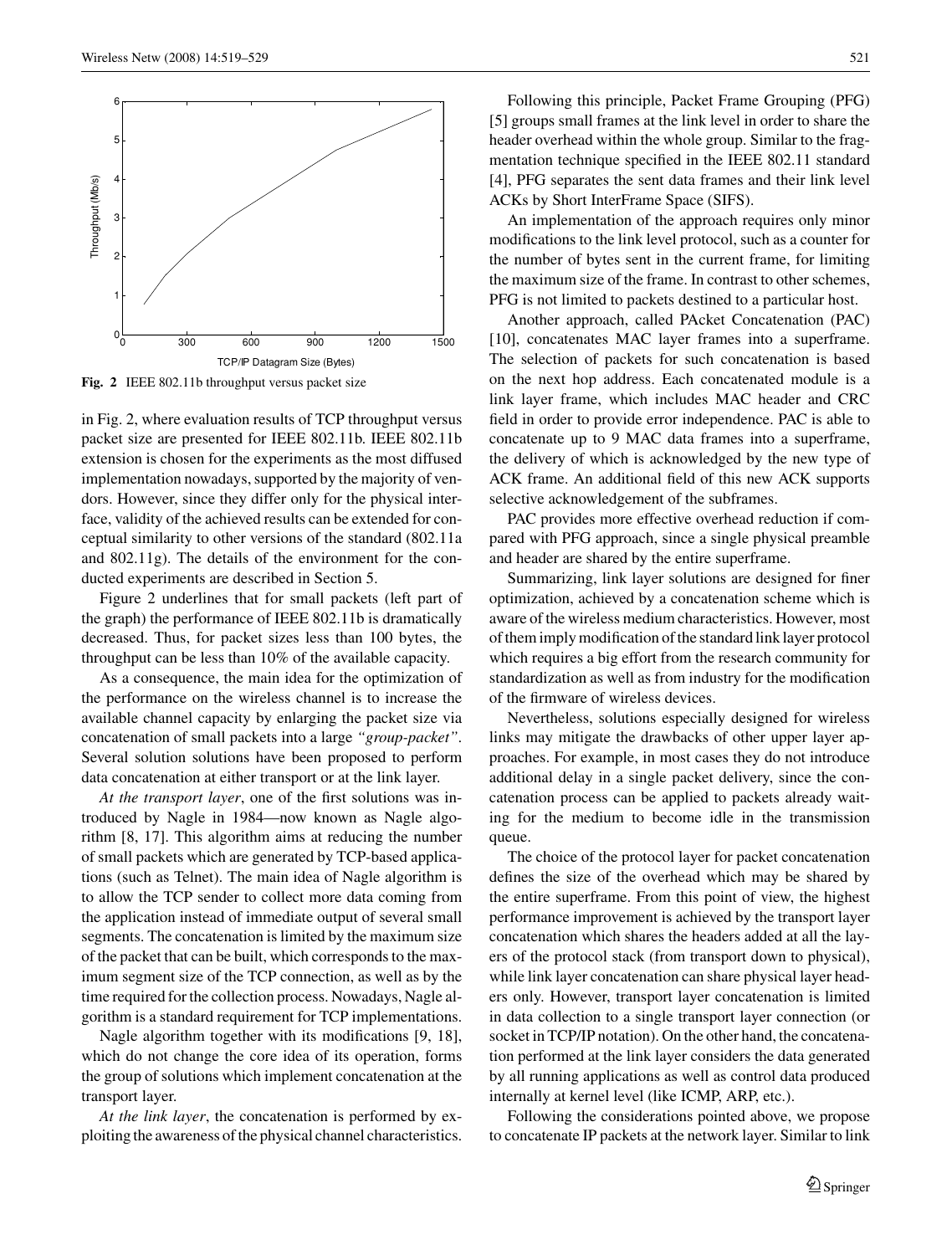Fig. 2 IEEE 802.11b throughput versus packet size

in Fig. 2, where evaluation results of TCP throughput versus packet size are presented for IEEE 802.11b. IEEE 802.11b extension is chosen for the experiments as the most diffused implementation nowadays, supported by the majority of vendors. However, since they differ only for the physical interface, validity of the achieved results can be extended for conceptual similarity to other versions of the standard (802.11a and 802.11g). The details of the environment for the conducted experiments are described in Section 5.

Figure 2 underlines that for small packets (left part of the graph) the performance of IEEE 802.11b is dramatically decreased. Thus, for packet sizes less than 100 bytes, the throughput can be less than 10% of the available capacity.

As a consequence, the main idea for the optimization of the performance on the wireless channel is to increase the available channel capacity by enlarging the packet size via concatenation of small packets into a large *"group-packet"*. Several solution solutions have been proposed to perform data concatenation at either transport or at the link layer.

*At the transport layer*, one of the first solutions was introduced by Nagle in 1984—now known as Nagle algorithm [8, 17]. This algorithm aims at reducing the number of small packets which are generated by TCP-based applications (such as Telnet). The main idea of Nagle algorithm is to allow the TCP sender to collect more data coming from the application instead of immediate output of several small segments. The concatenation is limited by the maximum size of the packet that can be built, which corresponds to the maximum segment size of the TCP connection, as well as by the time required for the collection process. Nowadays, Nagle algorithm is a standard requirement for TCP implementations.

Nagle algorithm together with its modifications [9, 18], which do not change the core idea of its operation, forms the group of solutions which implement concatenation at the transport layer.

*At the link layer*, the concatenation is performed by exploiting the awareness of the physical channel characteristics.

Following this principle, Packet Frame Grouping (PFG) [5] groups small frames at the link level in order to share the header overhead within the whole group. Similar to the fragmentation technique specified in the IEEE 802.11 standard [4], PFG separates the sent data frames and their link level ACKs by Short InterFrame Space (SIFS).

An implementation of the approach requires only minor modifications to the link level protocol, such as a counter for the number of bytes sent in the current frame, for limiting the maximum size of the frame. In contrast to other schemes, PFG is not limited to packets destined to a particular host.

Another approach, called PAcket Concatenation (PAC) [10], concatenates MAC layer frames into a superframe. The selection of packets for such concatenation is based on the next hop address. Each concatenated module is a link layer frame, which includes MAC header and CRC field in order to provide error independence. PAC is able to concatenate up to 9 MAC data frames into a superframe, the delivery of which is acknowledged by the new type of ACK frame. An additional field of this new ACK supports selective acknowledgement of the subframes.

PAC provides more effective overhead reduction if compared with PFG approach, since a single physical preamble and header are shared by the entire superframe.

Summarizing, link layer solutions are designed for finer optimization, achieved by a concatenation scheme which is aware of the wireless medium characteristics. However, most of them imply modification of the standard link layer protocol which requires a big effort from the research community for standardization as well as from industry for the modification of the firmware of wireless devices.

Nevertheless, solutions especially designed for wireless links may mitigate the drawbacks of other upper layer approaches. For example, in most cases they do not introduce additional delay in a single packet delivery, since the concatenation process can be applied to packets already waiting for the medium to become idle in the transmission queue.

The choice of the protocol layer for packet concatenation defines the size of the overhead which may be shared by the entire superframe. From this point of view, the highest performance improvement is achieved by the transport layer concatenation which shares the headers added at all the layers of the protocol stack (from transport down to physical), while link layer concatenation can share physical layer headers only. However, transport layer concatenation is limited in data collection to a single transport layer connection (or socket in TCP/IP notation). On the other hand, the concatenation performed at the link layer considers the data generated by all running applications as well as control data produced internally at kernel level (like ICMP, ARP, etc.).

Following the considerations pointed above, we propose to concatenate IP packets at the network layer. Similar to link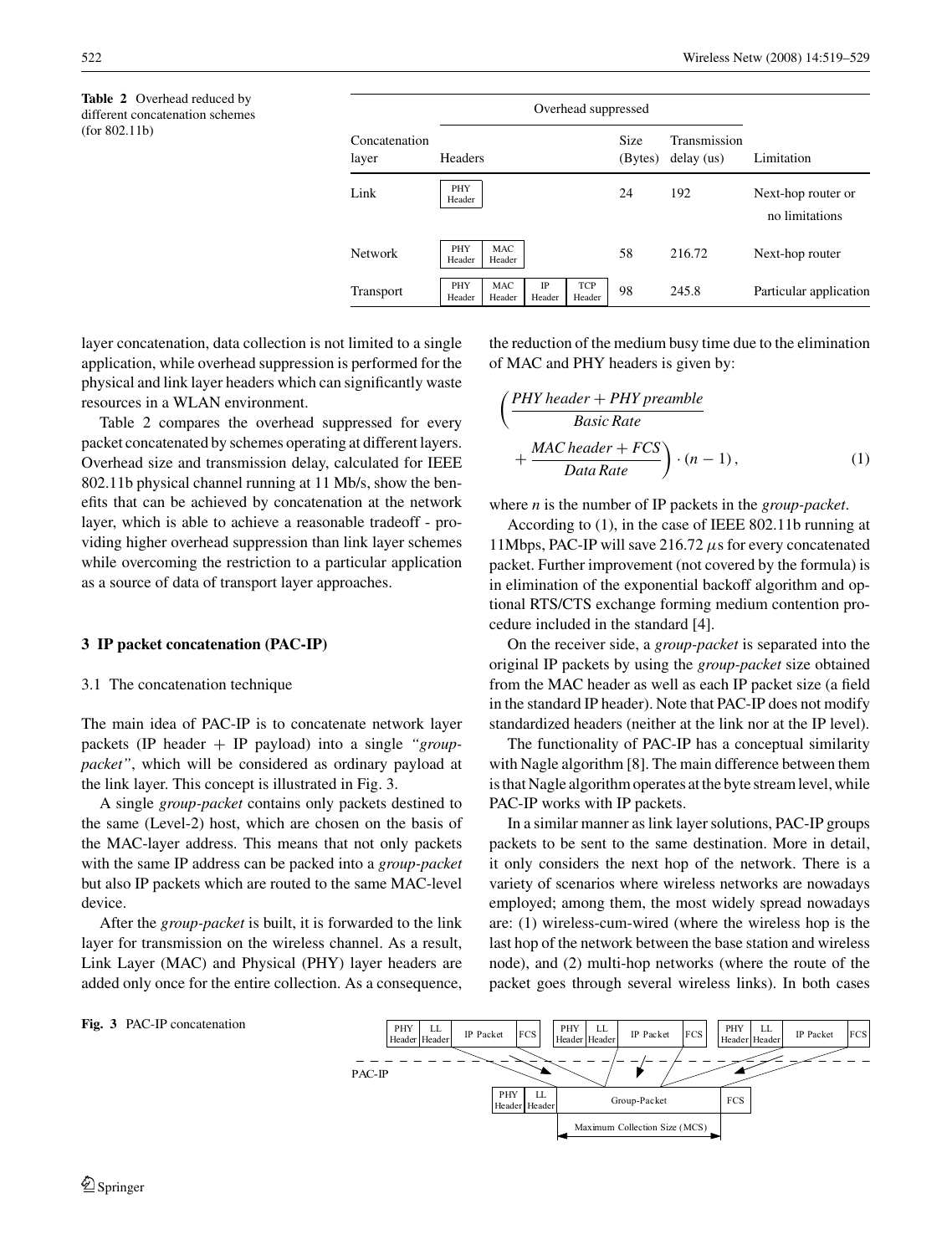**Table 2** Overhead reduced by different concatenation schemes (for 802.11b)

| Concatenation layer | Overhead suppressed | | | Limitation |
|---|---|---|---|---|
| | Headers | Size (Bytes) | Transmission delay (us) | |
| Link | PHY Header | 24 | 192 | Next-hop router or no limitations |
| Network | PHY Header, MAC Header | 58 | 216.72 | Next-hop router |
| Transport | PHY Header, MAC Header, IP Header, TCP Header | 98 | 245.8 | Particular application |

layer concatenation, data collection is not limited to a single application, while overhead suppression is performed for the physical and link layer headers which can significantly waste resources in a WLAN environment.

Table 2 compares the overhead suppressed for every packet concatenated by schemes operating at different layers. Overhead size and transmission delay, calculated for IEEE 802.11b physical channel running at 11 Mb/s, show the benefits that can be achieved by concatenation at the network layer, which is able to achieve a reasonable tradeoff - providing higher overhead suppression than link layer schemes while overcoming the restriction to a particular application as a source of data of transport layer approaches.

## 3 IP packet concatenation (PAC-IP)

### 3.1 The concatenation technique

The main idea of PAC-IP is to concatenate network layer packets (IP header + IP payload) into a single *"group-packet"*, which will be considered as ordinary payload at the link layer. This concept is illustrated in Fig. 3.

A single *group-packet* contains only packets destined to the same (Level-2) host, which are chosen on the basis of the MAC-layer address. This means that not only packets with the same IP address can be packed into a *group-packet* but also IP packets which are routed to the same MAC-level device.

After the *group-packet* is built, it is forwarded to the link layer for transmission on the wireless channel. As a result, Link Layer (MAC) and Physical (PHY) layer headers are added only once for the entire collection. As a consequence, the reduction of the medium busy time due to the elimination of MAC and PHY headers is given by:

$$\left(\frac{\textit{PHY header} + \textit{PHY preamble}}{\textit{Basic Rate}} + \frac{\textit{MAC header} + \textit{FCS}}{\textit{Data Rate}}\right) \cdot (n-1)\,, \tag{1}$$

where $n$ is the number of IP packets in the *group-packet*.

According to (1), in the case of IEEE 802.11b running at 11Mbps, PAC-IP will save 216.72 $\mu$s for every concatenated packet. Further improvement (not covered by the formula) is in elimination of the exponential backoff algorithm and optional RTS/CTS exchange forming medium contention procedure included in the standard [4].

On the receiver side, a *group-packet* is separated into the original IP packets by using the *group-packet* size obtained from the MAC header as well as each IP packet size (a field in the standard IP header). Note that PAC-IP does not modify standardized headers (neither at the link nor at the IP level).

The functionality of PAC-IP has a conceptual similarity with Nagle algorithm [8]. The main difference between them is that Nagle algorithm operates at the byte stream level, while PAC-IP works with IP packets.

In a similar manner as link layer solutions, PAC-IP groups packets to be sent to the same destination. More in detail, it only considers the next hop of the network. There is a variety of scenarios where wireless networks are nowadays employed; among them, the most widely spread nowadays are: (1) wireless-cum-wired (where the wireless hop is the last hop of the network between the base station and wireless node), and (2) multi-hop networks (where the route of the packet goes through several wireless links). In both cases

PHY Header | LL Header | IP Packet | FCS — PHY Header | LL Header | IP Packet | FCS — PHY Header | LL Header | IP Packet | FCS

PAC-IP

PHY Header | LL Header | Group-Packet | FCS

Maximum Collection Size (MCS)

**Fig. 3** PAC-IP concatenation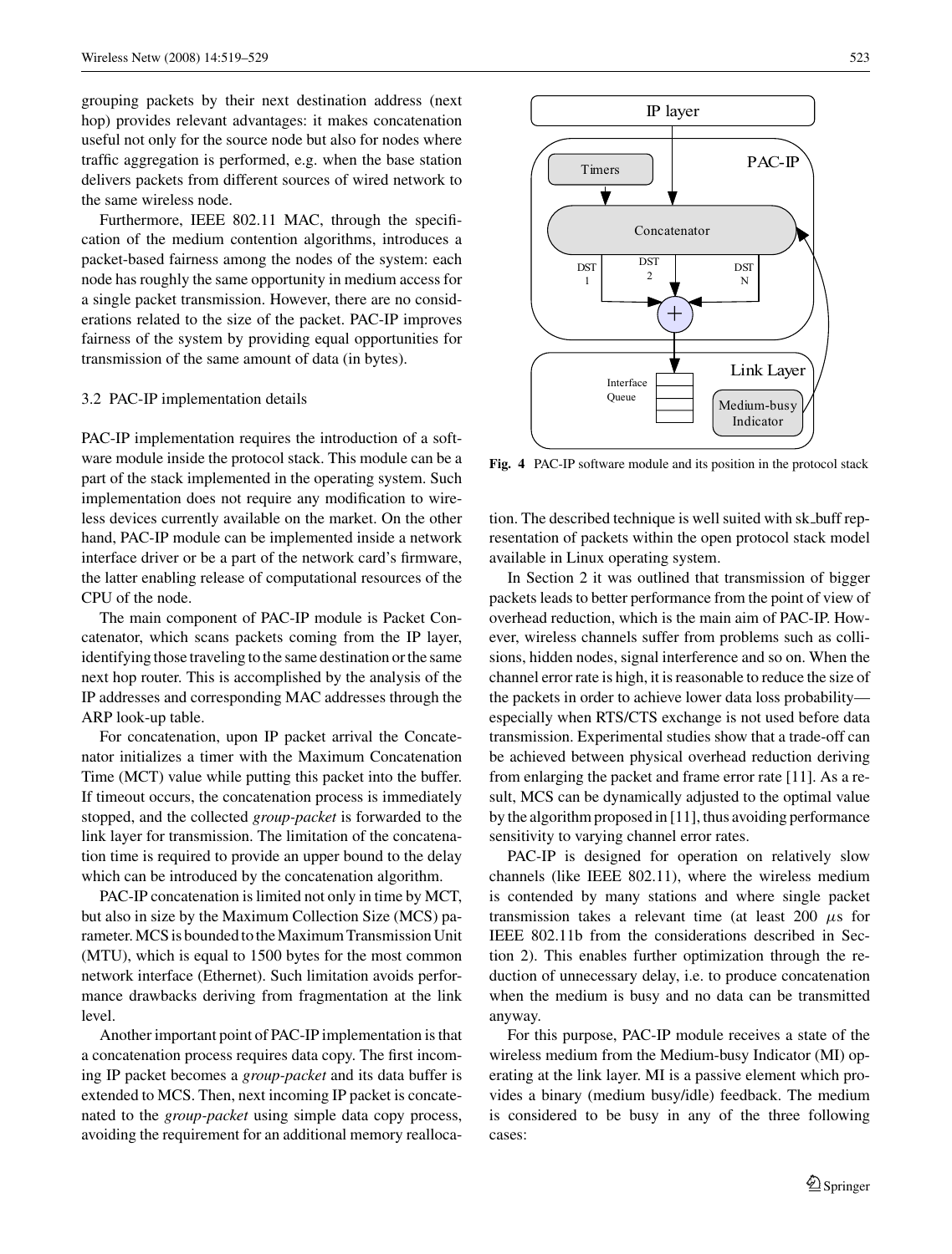grouping packets by their next destination address (next hop) provides relevant advantages: it makes concatenation useful not only for the source node but also for nodes where traffic aggregation is performed, e.g. when the base station delivers packets from different sources of wired network to the same wireless node.

Furthermore, IEEE 802.11 MAC, through the specification of the medium contention algorithms, introduces a packet-based fairness among the nodes of the system: each node has roughly the same opportunity in medium access for a single packet transmission. However, there are no considerations related to the size of the packet. PAC-IP improves fairness of the system by providing equal opportunities for transmission of the same amount of data (in bytes).

### 3.2 PAC-IP implementation details

PAC-IP implementation requires the introduction of a software module inside the protocol stack. This module can be a part of the stack implemented in the operating system. Such implementation does not require any modification to wireless devices currently available on the market. On the other hand, PAC-IP module can be implemented inside a network interface driver or be a part of the network card's firmware, the latter enabling release of computational resources of the CPU of the node.

The main component of PAC-IP module is Packet Concatenator, which scans packets coming from the IP layer, identifying those traveling to the same destination or the same next hop router. This is accomplished by the analysis of the IP addresses and corresponding MAC addresses through the ARP look-up table.

For concatenation, upon IP packet arrival the Concatenator initializes a timer with the Maximum Concatenation Time (MCT) value while putting this packet into the buffer. If timeout occurs, the concatenation process is immediately stopped, and the collected *group-packet* is forwarded to the link layer for transmission. The limitation of the concatenation time is required to provide an upper bound to the delay which can be introduced by the concatenation algorithm.

PAC-IP concatenation is limited not only in time by MCT, but also in size by the Maximum Collection Size (MCS) parameter. MCS is bounded to the Maximum Transmission Unit (MTU), which is equal to 1500 bytes for the most common network interface (Ethernet). Such limitation avoids performance drawbacks deriving from fragmentation at the link level.

Another important point of PAC-IP implementation is that a concatenation process requires data copy. The first incoming IP packet becomes a *group-packet* and its data buffer is extended to MCS. Then, next incoming IP packet is concatenated to the *group-packet* using simple data copy process, avoiding the requirement for an additional memory reallocation. The described technique is well suited with sk_buff representation of packets within the open protocol stack model available in Linux operating system.

**Fig. 4** PAC-IP software module and its position in the protocol stack

In Section 2 it was outlined that transmission of bigger packets leads to better performance from the point of view of overhead reduction, which is the main aim of PAC-IP. However, wireless channels suffer from problems such as collisions, hidden nodes, signal interference and so on. When the channel error rate is high, it is reasonable to reduce the size of the packets in order to achieve lower data loss probability—especially when RTS/CTS exchange is not used before data transmission. Experimental studies show that a trade-off can be achieved between physical overhead reduction deriving from enlarging the packet and frame error rate [11]. As a result, MCS can be dynamically adjusted to the optimal value by the algorithm proposed in [11], thus avoiding performance sensitivity to varying channel error rates.

PAC-IP is designed for operation on relatively slow channels (like IEEE 802.11), where the wireless medium is contended by many stations and where single packet transmission takes a relevant time (at least 200 $\mu$s for IEEE 802.11b from the considerations described in Section 2). This enables further optimization through the reduction of unnecessary delay, i.e. to produce concatenation when the medium is busy and no data can be transmitted anyway.

For this purpose, PAC-IP module receives a state of the wireless medium from the Medium-busy Indicator (MI) operating at the link layer. MI is a passive element which provides a binary (medium busy/idle) feedback. The medium is considered to be busy in any of the three following cases: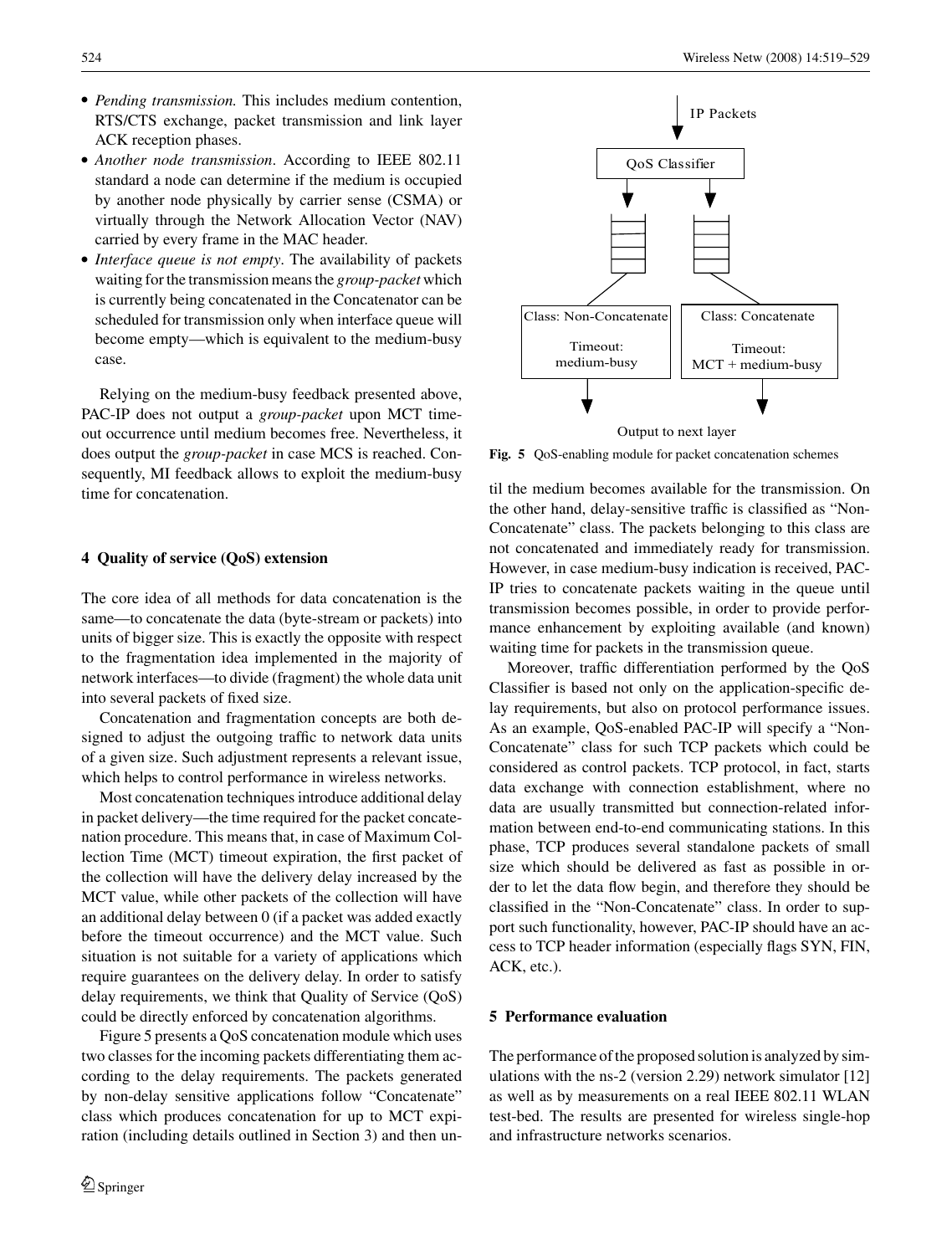- *Pending transmission.* This includes medium contention, RTS/CTS exchange, packet transmission and link layer ACK reception phases.
- *Another node transmission*. According to IEEE 802.11 standard a node can determine if the medium is occupied by another node physically by carrier sense (CSMA) or virtually through the Network Allocation Vector (NAV) carried by every frame in the MAC header.
- *Interface queue is not empty*. The availability of packets waiting for the transmission means the *group-packet* which is currently being concatenated in the Concatenator can be scheduled for transmission only when interface queue will become empty—which is equivalent to the medium-busy case.

Relying on the medium-busy feedback presented above, PAC-IP does not output a *group-packet* upon MCT timeout occurrence until medium becomes free. Nevertheless, it does output the *group-packet* in case MCS is reached. Consequently, MI feedback allows to exploit the medium-busy time for concatenation.

## 4 Quality of service (QoS) extension

The core idea of all methods for data concatenation is the same—to concatenate the data (byte-stream or packets) into units of bigger size. This is exactly the opposite with respect to the fragmentation idea implemented in the majority of network interfaces—to divide (fragment) the whole data unit into several packets of fixed size.

Concatenation and fragmentation concepts are both designed to adjust the outgoing traffic to network data units of a given size. Such adjustment represents a relevant issue, which helps to control performance in wireless networks.

Most concatenation techniques introduce additional delay in packet delivery—the time required for the packet concatenation procedure. This means that, in case of Maximum Collection Time (MCT) timeout expiration, the first packet of the collection will have the delivery delay increased by the MCT value, while other packets of the collection will have an additional delay between 0 (if a packet was added exactly before the timeout occurrence) and the MCT value. Such situation is not suitable for a variety of applications which require guarantees on the delivery delay. In order to satisfy delay requirements, we think that Quality of Service (QoS) could be directly enforced by concatenation algorithms.

Figure 5 presents a QoS concatenation module which uses two classes for the incoming packets differentiating them according to the delay requirements. The packets generated by non-delay sensitive applications follow "Concatenate" class which produces concatenation for up to MCT expiration (including details outlined in Section 3) and then until the medium becomes available for the transmission. On the other hand, delay-sensitive traffic is classified as "Non-Concatenate" class. The packets belonging to this class are not concatenated and immediately ready for transmission. However, in case medium-busy indication is received, PAC-IP tries to concatenate packets waiting in the queue until transmission becomes possible, in order to provide performance enhancement by exploiting available (and known) waiting time for packets in the transmission queue.

IP Packets

QoS Classifier

Class: Non-Concatenate

Timeout: medium-busy

Class: Concatenate

Timeout: MCT + medium-busy

Output to next layer

**Fig. 5** QoS-enabling module for packet concatenation schemes

Moreover, traffic differentiation performed by the QoS Classifier is based not only on the application-specific delay requirements, but also on protocol performance issues. As an example, QoS-enabled PAC-IP will specify a "Non-Concatenate" class for such TCP packets which could be considered as control packets. TCP protocol, in fact, starts data exchange with connection establishment, where no data are usually transmitted but connection-related information between end-to-end communicating stations. In this phase, TCP produces several standalone packets of small size which should be delivered as fast as possible in order to let the data flow begin, and therefore they should be classified in the "Non-Concatenate" class. In order to support such functionality, however, PAC-IP should have an access to TCP header information (especially flags SYN, FIN, ACK, etc.).

## 5 Performance evaluation

The performance of the proposed solution is analyzed by simulations with the ns-2 (version 2.29) network simulator [12] as well as by measurements on a real IEEE 802.11 WLAN test-bed. The results are presented for wireless single-hop and infrastructure networks scenarios.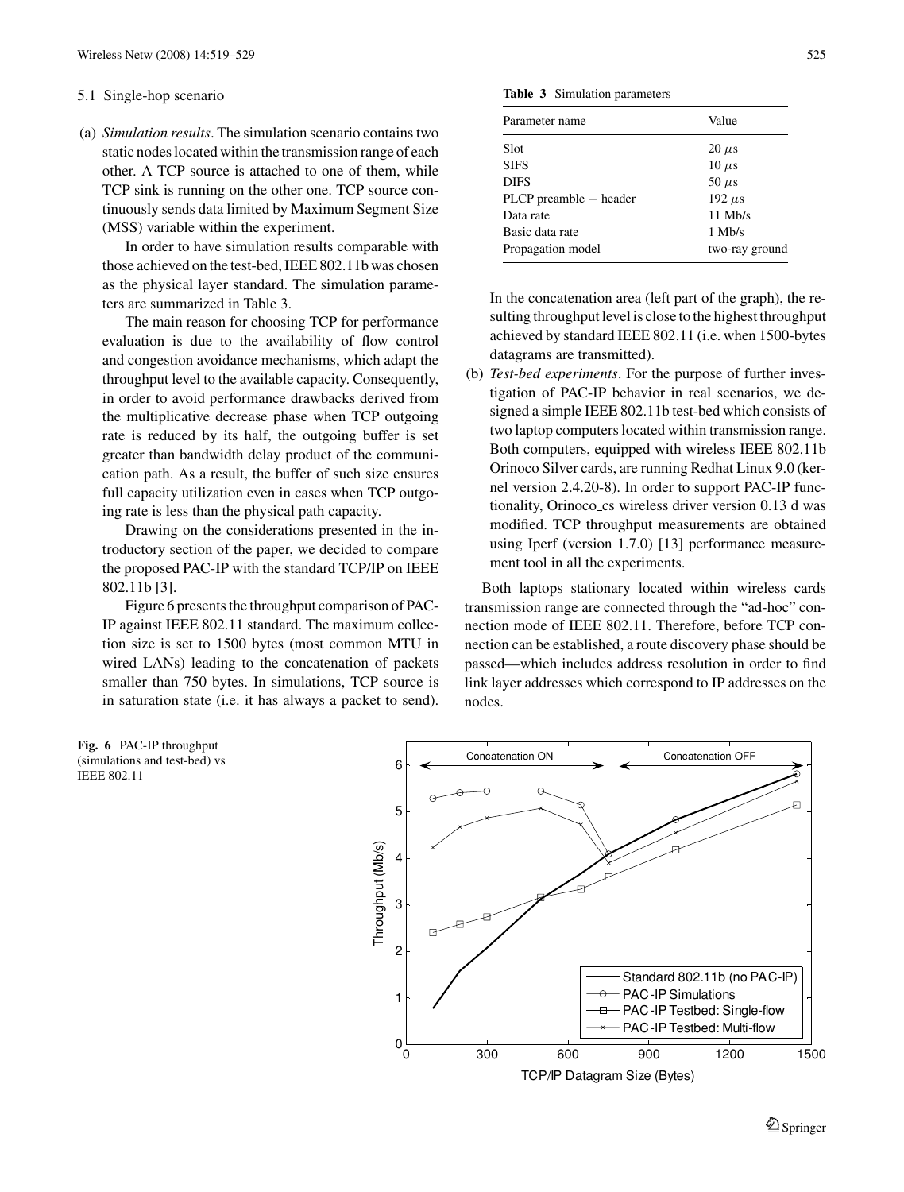### 5.1 Single-hop scenario

(a) *Simulation results*. The simulation scenario contains two static nodes located within the transmission range of each other. A TCP source is attached to one of them, while TCP sink is running on the other one. TCP source continuously sends data limited by Maximum Segment Size (MSS) variable within the experiment.

In order to have simulation results comparable with those achieved on the test-bed, IEEE 802.11b was chosen as the physical layer standard. The simulation parameters are summarized in Table 3.

The main reason for choosing TCP for performance evaluation is due to the availability of flow control and congestion avoidance mechanisms, which adapt the throughput level to the available capacity. Consequently, in order to avoid performance drawbacks derived from the multiplicative decrease phase when TCP outgoing rate is reduced by its half, the outgoing buffer is set greater than bandwidth delay product of the communication path. As a result, the buffer of such size ensures full capacity utilization even in cases when TCP outgoing rate is less than the physical path capacity.

Drawing on the considerations presented in the introductory section of the paper, we decided to compare the proposed PAC-IP with the standard TCP/IP on IEEE 802.11b [3].

Figure 6 presents the throughput comparison of PAC-IP against IEEE 802.11 standard. The maximum collection size is set to 1500 bytes (most common MTU in wired LANs) leading to the concatenation of packets smaller than 750 bytes. In simulations, TCP source is in saturation state (i.e. it has always a packet to send).

**Table 3** Simulation parameters

| Parameter name | Value |
|---|---|
| Slot | 20 $\mu$s |
| SIFS | 10 $\mu$s |
| DIFS | 50 $\mu$s |
| PLCP preamble + header | 192 $\mu$s |
| Data rate | 11 Mb/s |
| Basic data rate | 1 Mb/s |
| Propagation model | two-ray ground |

In the concatenation area (left part of the graph), the resulting throughput level is close to the highest throughput achieved by standard IEEE 802.11 (i.e. when 1500-bytes datagrams are transmitted).

(b) *Test-bed experiments*. For the purpose of further investigation of PAC-IP behavior in real scenarios, we designed a simple IEEE 802.11b test-bed which consists of two laptop computers located within transmission range. Both computers, equipped with wireless IEEE 802.11b Orinoco Silver cards, are running Redhat Linux 9.0 (kernel version 2.4.20-8). In order to support PAC-IP functionality, Orinoco_cs wireless driver version 0.13 d was modified. TCP throughput measurements are obtained using Iperf (version 1.7.0) [13] performance measurement tool in all the experiments.

Both laptops stationary located within wireless cards transmission range are connected through the "ad-hoc" connection mode of IEEE 802.11. Therefore, before TCP connection can be established, a route discovery phase should be passed—which includes address resolution in order to find link layer addresses which correspond to IP addresses on the nodes.

**Fig. 6** PAC-IP throughput (simulations and test-bed) vs IEEE 802.11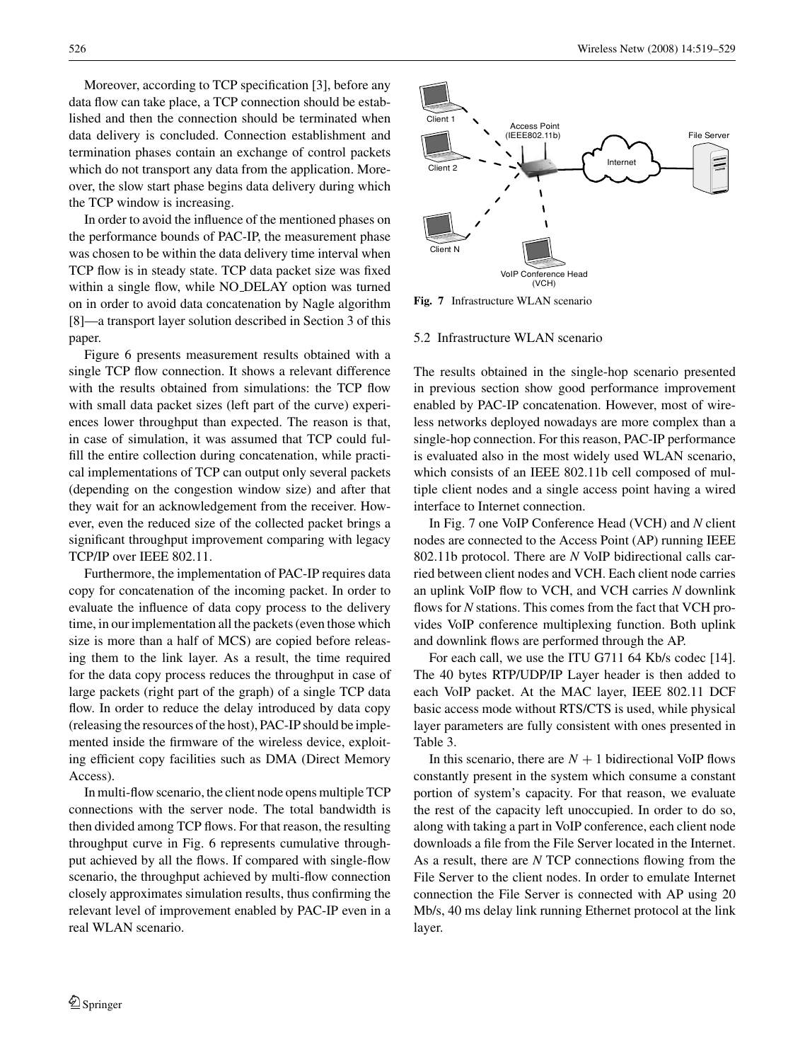Moreover, according to TCP specification [3], before any data flow can take place, a TCP connection should be established and then the connection should be terminated when data delivery is concluded. Connection establishment and termination phases contain an exchange of control packets which do not transport any data from the application. Moreover, the slow start phase begins data delivery during which the TCP window is increasing.

In order to avoid the influence of the mentioned phases on the performance bounds of PAC-IP, the measurement phase was chosen to be within the data delivery time interval when TCP flow is in steady state. TCP data packet size was fixed within a single flow, while NO_DELAY option was turned on in order to avoid data concatenation by Nagle algorithm [8]—a transport layer solution described in Section 3 of this paper.

Figure 6 presents measurement results obtained with a single TCP flow connection. It shows a relevant difference with the results obtained from simulations: the TCP flow with small data packet sizes (left part of the curve) experiences lower throughput than expected. The reason is that, in case of simulation, it was assumed that TCP could fulfill the entire collection during concatenation, while practical implementations of TCP can output only several packets (depending on the congestion window size) and after that they wait for an acknowledgement from the receiver. However, even the reduced size of the collected packet brings a significant throughput improvement comparing with legacy TCP/IP over IEEE 802.11.

Furthermore, the implementation of PAC-IP requires data copy for concatenation of the incoming packet. In order to evaluate the influence of data copy process to the delivery time, in our implementation all the packets (even those which size is more than a half of MCS) are copied before releasing them to the link layer. As a result, the time required for the data copy process reduces the throughput in case of large packets (right part of the graph) of a single TCP data flow. In order to reduce the delay introduced by data copy (releasing the resources of the host), PAC-IP should be implemented inside the firmware of the wireless device, exploiting efficient copy facilities such as DMA (Direct Memory Access).

In multi-flow scenario, the client node opens multiple TCP connections with the server node. The total bandwidth is then divided among TCP flows. For that reason, the resulting throughput curve in Fig. 6 represents cumulative throughput achieved by all the flows. If compared with single-flow scenario, the throughput achieved by multi-flow connection closely approximates simulation results, thus confirming the relevant level of improvement enabled by PAC-IP even in a real WLAN scenario.

Client 1

Client 2

Client N

Access Point
(IEEE802.11b)

Internet

File Server

VoIP Conference Head
(VCH)

**Fig. 7** Infrastructure WLAN scenario

### 5.2 Infrastructure WLAN scenario

The results obtained in the single-hop scenario presented in previous section show good performance improvement enabled by PAC-IP concatenation. However, most of wireless networks deployed nowadays are more complex than a single-hop connection. For this reason, PAC-IP performance is evaluated also in the most widely used WLAN scenario, which consists of an IEEE 802.11b cell composed of multiple client nodes and a single access point having a wired interface to Internet connection.

In Fig. 7 one VoIP Conference Head (VCH) and $N$ client nodes are connected to the Access Point (AP) running IEEE 802.11b protocol. There are $N$ VoIP bidirectional calls carried between client nodes and VCH. Each client node carries an uplink VoIP flow to VCH, and VCH carries $N$ downlink flows for $N$ stations. This comes from the fact that VCH provides VoIP conference multiplexing function. Both uplink and downlink flows are performed through the AP.

For each call, we use the ITU G711 64 Kb/s codec [14]. The 40 bytes RTP/UDP/IP Layer header is then added to each VoIP packet. At the MAC layer, IEEE 802.11 DCF basic access mode without RTS/CTS is used, while physical layer parameters are fully consistent with ones presented in Table 3.

In this scenario, there are $N + 1$ bidirectional VoIP flows constantly present in the system which consume a constant portion of system's capacity. For that reason, we evaluate the rest of the capacity left unoccupied. In order to do so, along with taking a part in VoIP conference, each client node downloads a file from the File Server located in the Internet. As a result, there are $N$ TCP connections flowing from the File Server to the client nodes. In order to emulate Internet connection the File Server is connected with AP using 20 Mb/s, 40 ms delay link running Ethernet protocol at the link layer.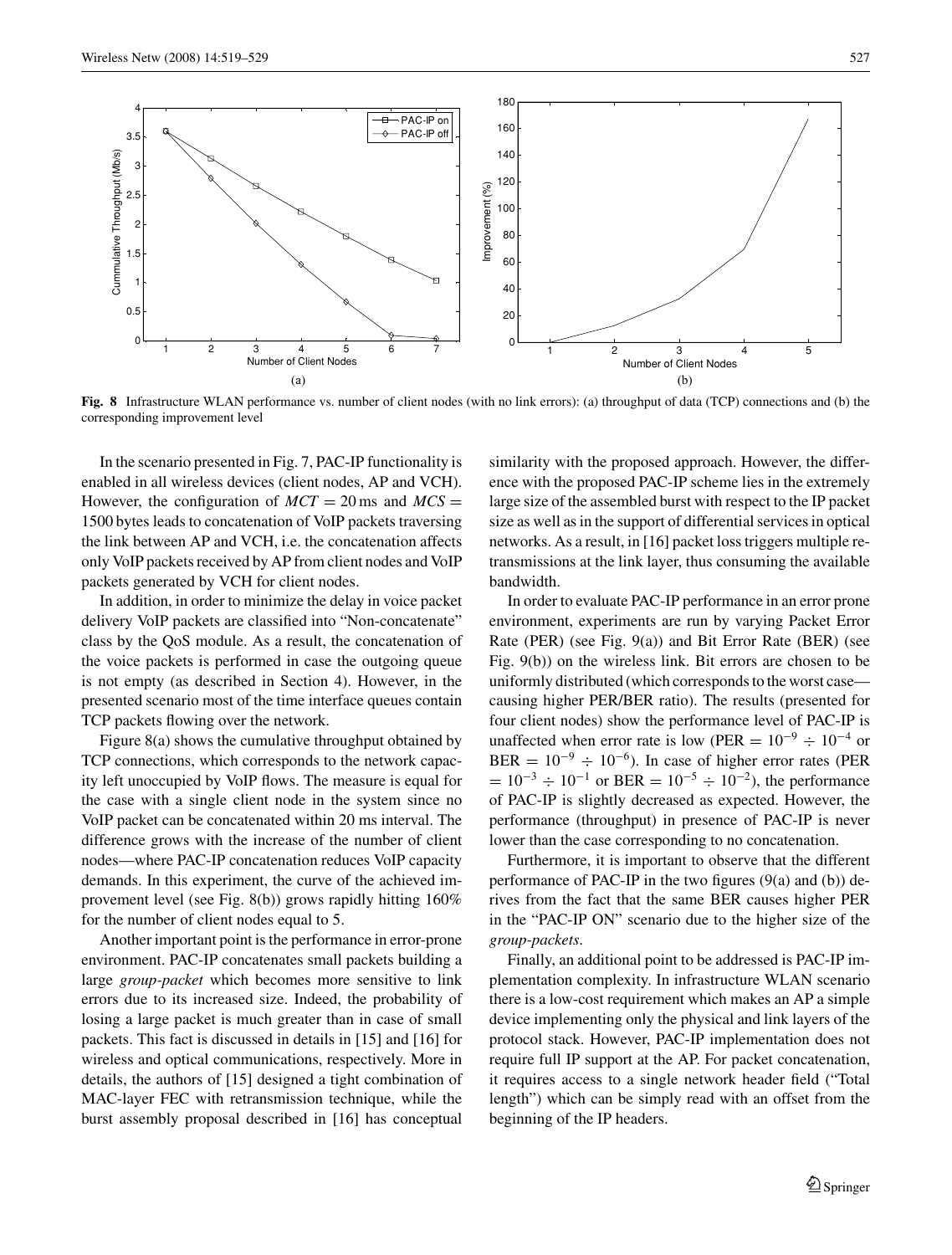**Fig. 8** Infrastructure WLAN performance vs. number of client nodes (with no link errors): (a) throughput of data (TCP) connections and (b) the corresponding improvement level

In the scenario presented in Fig. 7, PAC-IP functionality is enabled in all wireless devices (client nodes, AP and VCH). However, the configuration of $MCT = 20$ ms and $MCS = 1500$ bytes leads to concatenation of VoIP packets traversing the link between AP and VCH, i.e. the concatenation affects only VoIP packets received by AP from client nodes and VoIP packets generated by VCH for client nodes.

In addition, in order to minimize the delay in voice packet delivery VoIP packets are classified into "Non-concatenate" class by the QoS module. As a result, the concatenation of the voice packets is performed in case the outgoing queue is not empty (as described in Section 4). However, in the presented scenario most of the time interface queues contain TCP packets flowing over the network.

Figure 8(a) shows the cumulative throughput obtained by TCP connections, which corresponds to the network capacity left unoccupied by VoIP flows. The measure is equal for the case with a single client node in the system since no VoIP packet can be concatenated within 20 ms interval. The difference grows with the increase of the number of client nodes—where PAC-IP concatenation reduces VoIP capacity demands. In this experiment, the curve of the achieved improvement level (see Fig. 8(b)) grows rapidly hitting 160% for the number of client nodes equal to 5.

Another important point is the performance in error-prone environment. PAC-IP concatenates small packets building a large *group-packet* which becomes more sensitive to link errors due to its increased size. Indeed, the probability of losing a large packet is much greater than in case of small packets. This fact is discussed in details in [15] and [16] for wireless and optical communications, respectively. More in details, the authors of [15] designed a tight combination of MAC-layer FEC with retransmission technique, while the burst assembly proposal described in [16] has conceptual similarity with the proposed approach. However, the difference with the proposed PAC-IP scheme lies in the extremely large size of the assembled burst with respect to the IP packet size as well as in the support of differential services in optical networks. As a result, in [16] packet loss triggers multiple retransmissions at the link layer, thus consuming the available bandwidth.

In order to evaluate PAC-IP performance in an error prone environment, experiments are run by varying Packet Error Rate (PER) (see Fig. 9(a)) and Bit Error Rate (BER) (see Fig. 9(b)) on the wireless link. Bit errors are chosen to be uniformly distributed (which corresponds to the worst case—causing higher PER/BER ratio). The results (presented for four client nodes) show the performance level of PAC-IP is unaffected when error rate is low ($PER = 10^{-9} \div 10^{-4}$ or $BER = 10^{-9} \div 10^{-6}$). In case of higher error rates ($PER = 10^{-3} \div 10^{-1}$ or $BER = 10^{-5} \div 10^{-2}$), the performance of PAC-IP is slightly decreased as expected. However, the performance (throughput) in presence of PAC-IP is never lower than the case corresponding to no concatenation.

Furthermore, it is important to observe that the different performance of PAC-IP in the two figures (9(a) and (b)) derives from the fact that the same BER causes higher PER in the "PAC-IP ON" scenario due to the higher size of the *group-packets*.

Finally, an additional point to be addressed is PAC-IP implementation complexity. In infrastructure WLAN scenario there is a low-cost requirement which makes an AP a simple device implementing only the physical and link layers of the protocol stack. However, PAC-IP implementation does not require full IP support at the AP. For packet concatenation, it requires access to a single network header field ("Total length") which can be simply read with an offset from the beginning of the IP headers.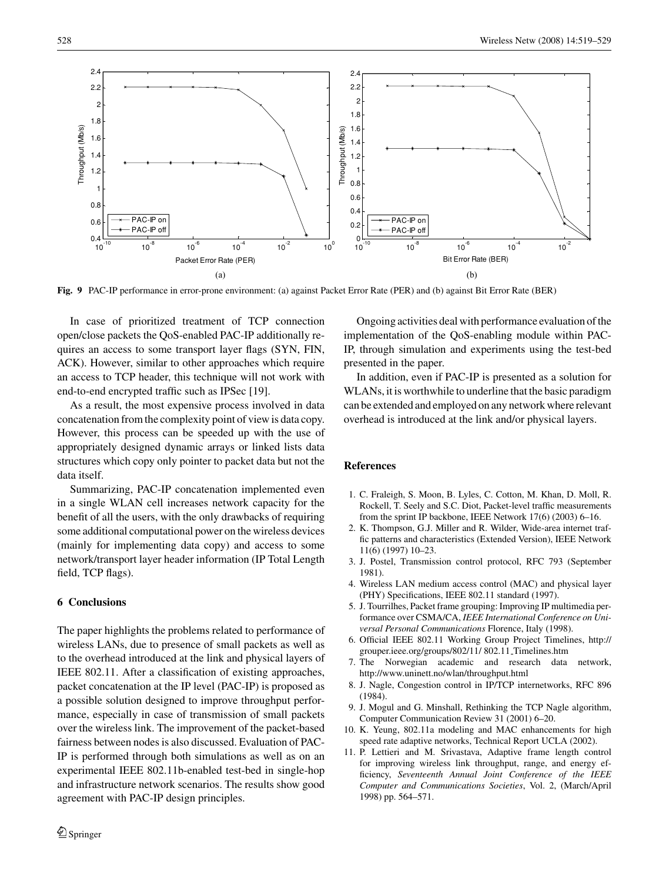Fig. 9 PAC-IP performance in error-prone environment: (a) against Packet Error Rate (PER) and (b) against Bit Error Rate (BER)

In case of prioritized treatment of TCP connection open/close packets the QoS-enabled PAC-IP additionally requires an access to some transport layer flags (SYN, FIN, ACK). However, similar to other approaches which require an access to TCP header, this technique will not work with end-to-end encrypted traffic such as IPSec [19].

As a result, the most expensive process involved in data concatenation from the complexity point of view is data copy. However, this process can be speeded up with the use of appropriately designed dynamic arrays or linked lists data structures which copy only pointer to packet data but not the data itself.

Summarizing, PAC-IP concatenation implemented even in a single WLAN cell increases network capacity for the benefit of all the users, with the only drawbacks of requiring some additional computational power on the wireless devices (mainly for implementing data copy) and access to some network/transport layer header information (IP Total Length field, TCP flags).

## 6 Conclusions

The paper highlights the problems related to performance of wireless LANs, due to presence of small packets as well as to the overhead introduced at the link and physical layers of IEEE 802.11. After a classification of existing approaches, packet concatenation at the IP level (PAC-IP) is proposed as a possible solution designed to improve throughput performance, especially in case of transmission of small packets over the wireless link. The improvement of the packet-based fairness between nodes is also discussed. Evaluation of PAC-IP is performed through both simulations as well as on an experimental IEEE 802.11b-enabled test-bed in single-hop and infrastructure network scenarios. The results show good agreement with PAC-IP design principles.

Ongoing activities deal with performance evaluation of the implementation of the QoS-enabling module within PAC-IP, through simulation and experiments using the test-bed presented in the paper.

In addition, even if PAC-IP is presented as a solution for WLANs, it is worthwhile to underline that the basic paradigm can be extended and employed on any network where relevant overhead is introduced at the link and/or physical layers.

## References

1. C. Fraleigh, S. Moon, B. Lyles, C. Cotton, M. Khan, D. Moll, R. Rockell, T. Seely and S.C. Diot, Packet-level traffic measurements from the sprint IP backbone, IEEE Network 17(6) (2003) 6–16.
2. K. Thompson, G.J. Miller and R. Wilder, Wide-area internet traffic patterns and characteristics (Extended Version), IEEE Network 11(6) (1997) 10–23.
3. J. Postel, Transmission control protocol, RFC 793 (September 1981).
4. Wireless LAN medium access control (MAC) and physical layer (PHY) Specifications, IEEE 802.11 standard (1997).
5. J. Tourrilhes, Packet frame grouping: Improving IP multimedia performance over CSMA/CA, *IEEE International Conference on Universal Personal Communications* Florence, Italy (1998).
6. Official IEEE 802.11 Working Group Project Timelines, http://grouper.ieee.org/groups/802/11/ 802.11_Timelines.htm
7. The Norwegian academic and research data network, http://www.uninett.no/wlan/throughput.html
8. J. Nagle, Congestion control in IP/TCP internetworks, RFC 896 (1984).
9. J. Mogul and G. Minshall, Rethinking the TCP Nagle algorithm, Computer Communication Review 31 (2001) 6–20.
10. K. Yeung, 802.11a modeling and MAC enhancements for high speed rate adaptive networks, Technical Report UCLA (2002).
11. P. Lettieri and M. Srivastava, Adaptive frame length control for improving wireless link throughput, range, and energy efficiency, *Seventeenth Annual Joint Conference of the IEEE Computer and Communications Societies*, Vol. 2, (March/April 1998) pp. 564–571.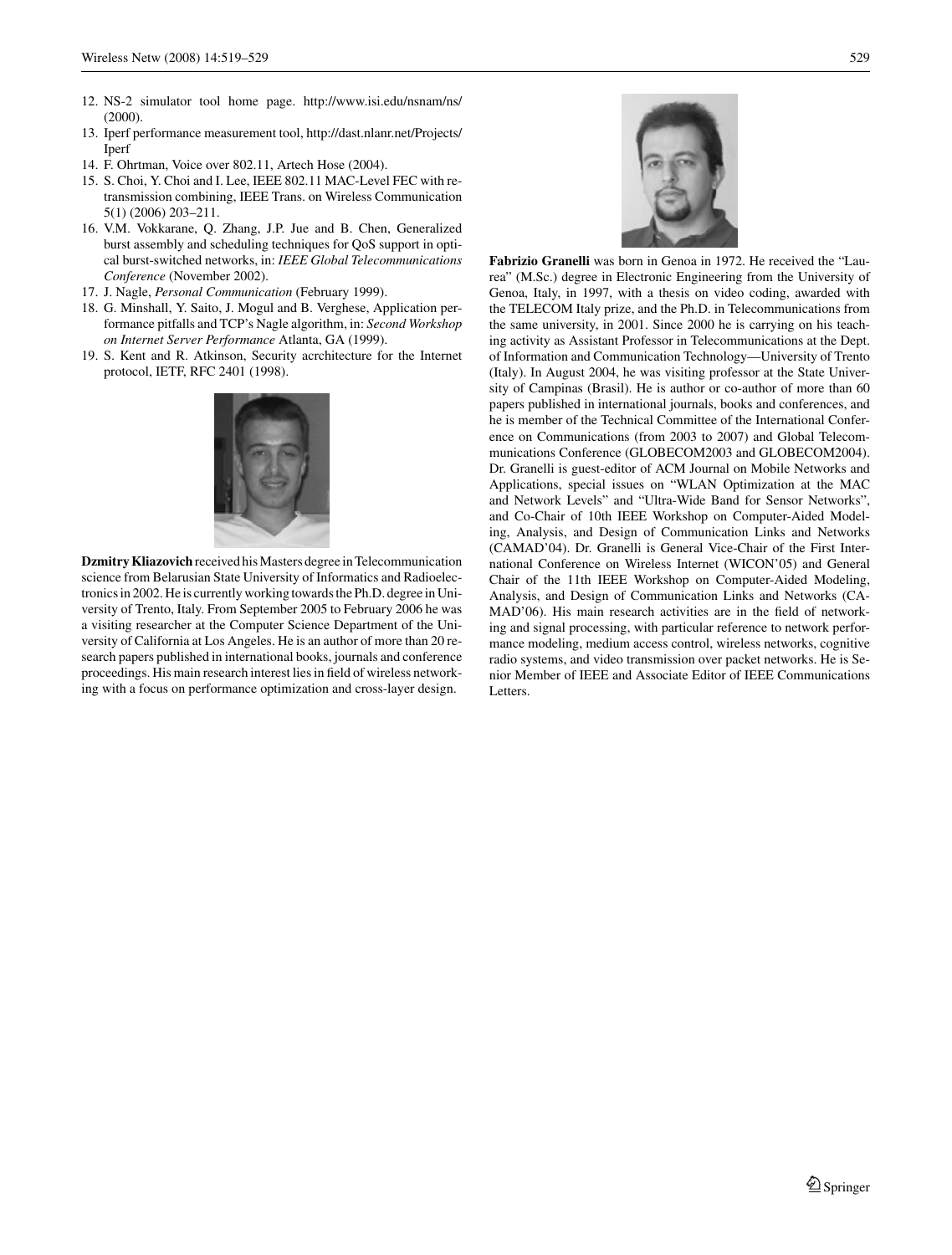12. NS-2 simulator tool home page. http://www.isi.edu/nsnam/ns/ (2000).
13. Iperf performance measurement tool, http://dast.nlanr.net/Projects/Iperf
14. F. Ohrtman, Voice over 802.11, Artech Hose (2004).
15. S. Choi, Y. Choi and I. Lee, IEEE 802.11 MAC-Level FEC with retransmission combining, IEEE Trans. on Wireless Communication 5(1) (2006) 203–211.
16. V.M. Vokkarane, Q. Zhang, J.P. Jue and B. Chen, Generalized burst assembly and scheduling techniques for QoS support in optical burst-switched networks, in: *IEEE Global Telecommunications Conference* (November 2002).
17. J. Nagle, *Personal Communication* (February 1999).
18. G. Minshall, Y. Saito, J. Mogul and B. Verghese, Application performance pitfalls and TCP's Nagle algorithm, in: *Second Workshop on Internet Server Performance* Atlanta, GA (1999).
19. S. Kent and R. Atkinson, Security acrchitecture for the Internet protocol, IETF, RFC 2401 (1998).

**Dzmitry Kliazovich** received his Masters degree in Telecommunication science from Belarusian State University of Informatics and Radioelectronics in 2002. He is currently working towards the Ph.D. degree in University of Trento, Italy. From September 2005 to February 2006 he was a visiting researcher at the Computer Science Department of the University of California at Los Angeles. He is an author of more than 20 research papers published in international books, journals and conference proceedings. His main research interest lies in field of wireless networking with a focus on performance optimization and cross-layer design.

**Fabrizio Granelli** was born in Genoa in 1972. He received the "Laurea" (M.Sc.) degree in Electronic Engineering from the University of Genoa, Italy, in 1997, with a thesis on video coding, awarded with the TELECOM Italy prize, and the Ph.D. in Telecommunications from the same university, in 2001. Since 2000 he is carrying on his teaching activity as Assistant Professor in Telecommunications at the Dept. of Information and Communication Technology—University of Trento (Italy). In August 2004, he was visiting professor at the State University of Campinas (Brasil). He is author or co-author of more than 60 papers published in international journals, books and conferences, and he is member of the Technical Committee of the International Conference on Communications (from 2003 to 2007) and Global Telecommunications Conference (GLOBECOM2003 and GLOBECOM2004). Dr. Granelli is guest-editor of ACM Journal on Mobile Networks and Applications, special issues on "WLAN Optimization at the MAC and Network Levels" and "Ultra-Wide Band for Sensor Networks", and Co-Chair of 10th IEEE Workshop on Computer-Aided Modeling, Analysis, and Design of Communication Links and Networks (CAMAD'04). Dr. Granelli is General Vice-Chair of the First International Conference on Wireless Internet (WICON'05) and General Chair of the 11th IEEE Workshop on Computer-Aided Modeling, Analysis, and Design of Communication Links and Networks (CAMAD'06). His main research activities are in the field of networking and signal processing, with particular reference to network performance modeling, medium access control, wireless networks, cognitive radio systems, and video transmission over packet networks. He is Senior Member of IEEE and Associate Editor of IEEE Communications Letters.